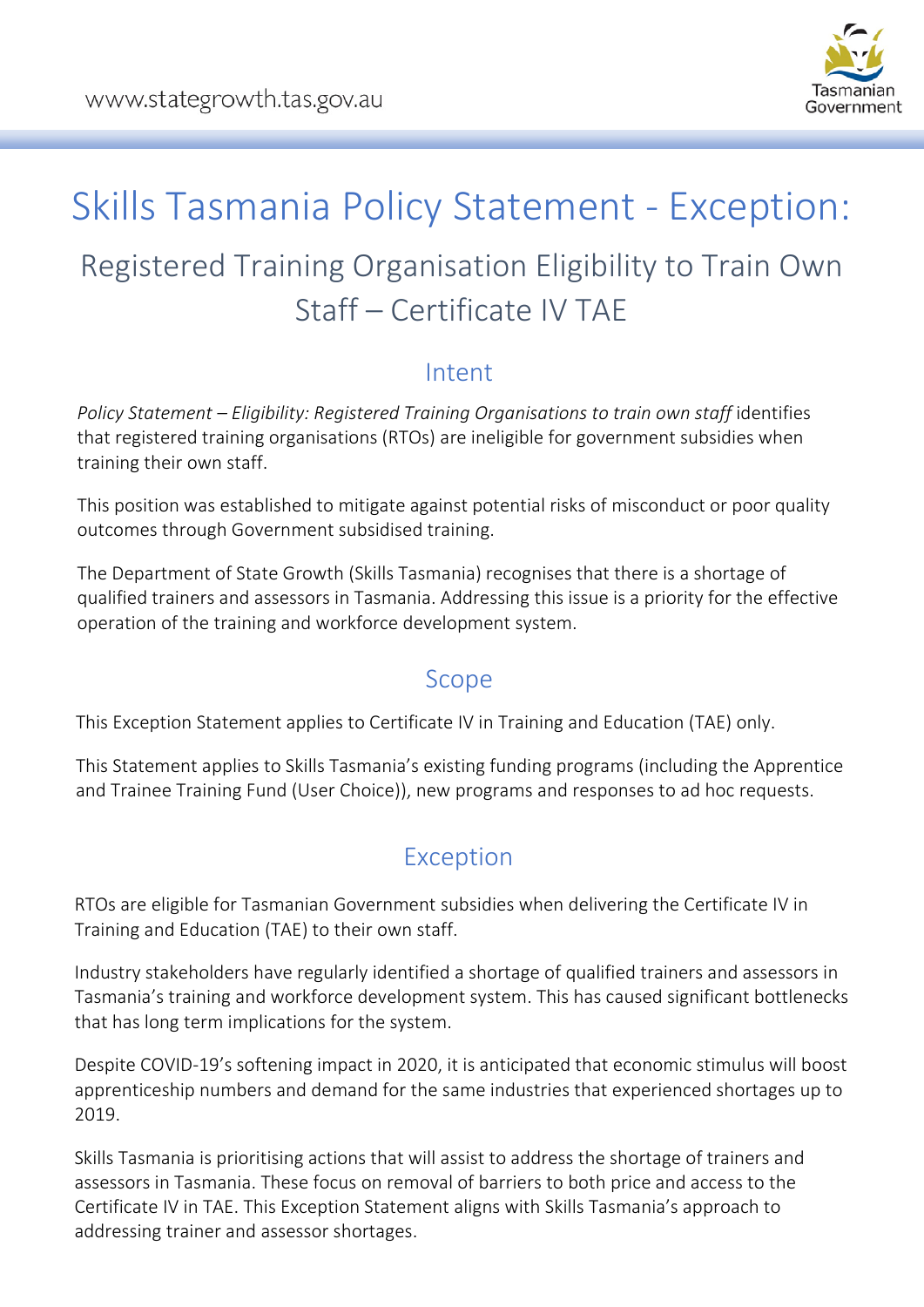# Skills Tasmania Policy Statement - Exception:

## Registered Training Organisation Eligibility to Train Own Staff – Certificate IV TAE

### Intent

*Policy Statement – Eligibility: Registered Training Organisations to train own staff* identifies that registered training organisations (RTOs) are ineligible for government subsidies when training their own staff.

This position was established to mitigate against potential risks of misconduct or poor quality outcomes through Government subsidised training.

The Department of State Growth (Skills Tasmania) recognises that there is a shortage of qualified trainers and assessors in Tasmania. Addressing this issue is a priority for the effective operation of the training and workforce development system.

### Scope

This Exception Statement applies to Certificate IV in Training and Education (TAE) only.

This Statement applies to Skills Tasmania's existing funding programs (including the Apprentice and Trainee Training Fund (User Choice)), new programs and responses to ad hoc requests.

### Exception

RTOs are eligible for Tasmanian Government subsidies when delivering the Certificate IV in Training and Education (TAE) to their own staff.

Industry stakeholders have regularly identified a shortage of qualified trainers and assessors in Tasmania's training and workforce development system. This has caused significant bottlenecks that has long term implications for the system.

Despite COVID-19's softening impact in 2020, it is anticipated that economic stimulus will boost apprenticeship numbers and demand for the same industries that experienced shortages up to 2019.

Skills Tasmania is prioritising actions that will assist to address the shortage of trainers and assessors in Tasmania. These focus on removal of barriers to both price and access to the Certificate IV in TAE. This Exception Statement aligns with Skills Tasmania's approach to addressing trainer and assessor shortages.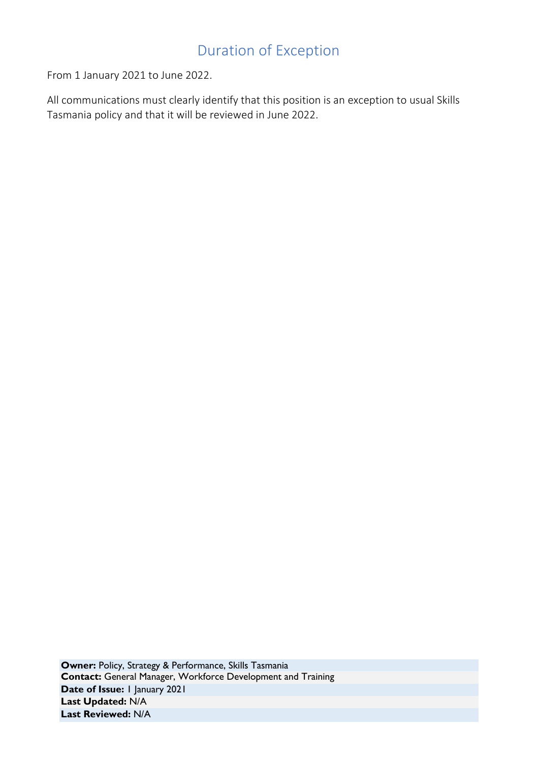## Duration of Exception

From 1 January 2021 to June 2022.

All communications must clearly identify that this position is an exception to usual Skills Tasmania policy and that it will be reviewed in June 2022.

| | |
|---|---|
| **Owner:** Policy, Strategy & Performance, Skills Tasmania | |
| **Contact:** General Manager, Workforce Development and Training | |
| **Date of Issue:** 1 January 2021 | |
| **Last Updated:** N/A | |
| **Last Reviewed:** N/A | |